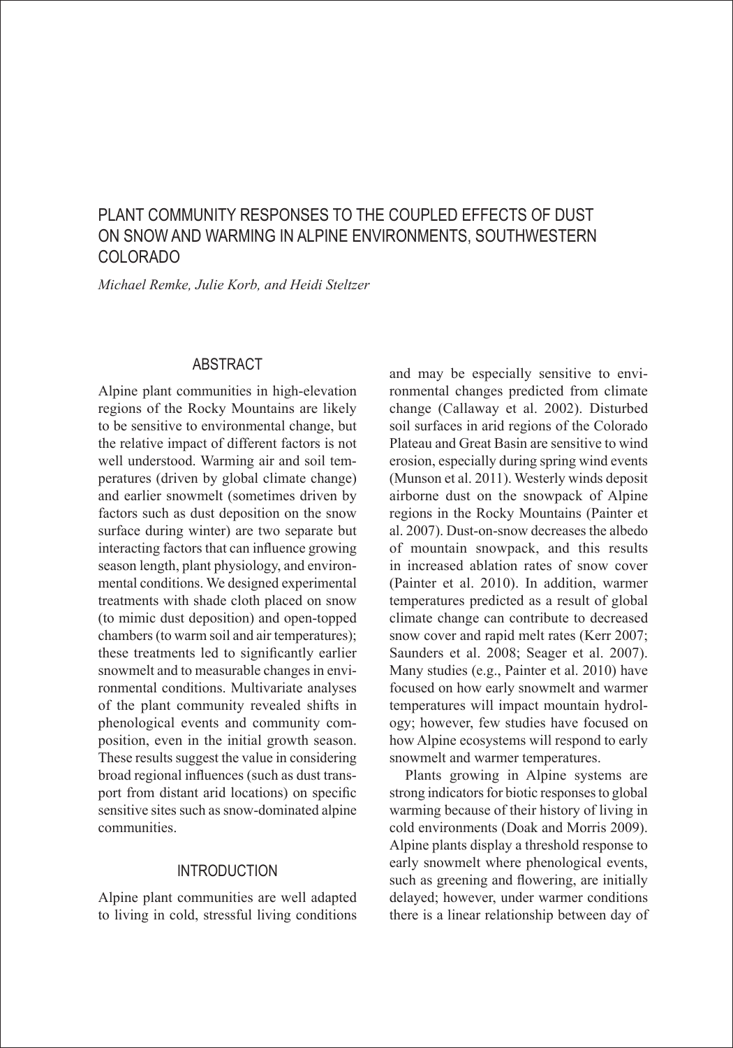# PLANT COMMUNITY RESPONSES TO THE COUPLED EFFECTS OF DUST ON SNOW AND WARMING IN ALPINE ENVIRONMENTS, SOUTHWESTERN COLORADO

*Michael Remke, Julie Korb, and Heidi Steltzer*

## ABSTRACT

Alpine plant communities in high-elevation regions of the Rocky Mountains are likely to be sensitive to environmental change, but the relative impact of different factors is not well understood. Warming air and soil temperatures (driven by global climate change) and earlier snowmelt (sometimes driven by factors such as dust deposition on the snow surface during winter) are two separate but interacting factors that can influence growing season length, plant physiology, and environmental conditions. We designed experimental treatments with shade cloth placed on snow (to mimic dust deposition) and open-topped chambers (to warm soil and air temperatures); these treatments led to significantly earlier snowmelt and to measurable changes in environmental conditions. Multivariate analyses of the plant community revealed shifts in phenological events and community composition, even in the initial growth season. These results suggest the value in considering broad regional influences (such as dust transport from distant arid locations) on specific sensitive sites such as snow-dominated alpine communities.

## INTRODUCTION

Alpine plant communities are well adapted to living in cold, stressful living conditions and may be especially sensitive to environmental changes predicted from climate change (Callaway et al. 2002). Disturbed soil surfaces in arid regions of the Colorado Plateau and Great Basin are sensitive to wind erosion, especially during spring wind events (Munson et al. 2011). Westerly winds deposit airborne dust on the snowpack of Alpine regions in the Rocky Mountains (Painter et al. 2007). Dust-on-snow decreases the albedo of mountain snowpack, and this results in increased ablation rates of snow cover (Painter et al. 2010). In addition, warmer temperatures predicted as a result of global climate change can contribute to decreased snow cover and rapid melt rates (Kerr 2007; Saunders et al. 2008; Seager et al. 2007). Many studies (e.g., Painter et al. 2010) have focused on how early snowmelt and warmer temperatures will impact mountain hydrology; however, few studies have focused on how Alpine ecosystems will respond to early snowmelt and warmer temperatures.

Plants growing in Alpine systems are strong indicators for biotic responses to global warming because of their history of living in cold environments (Doak and Morris 2009). Alpine plants display a threshold response to early snowmelt where phenological events, such as greening and flowering, are initially delayed; however, under warmer conditions there is a linear relationship between day of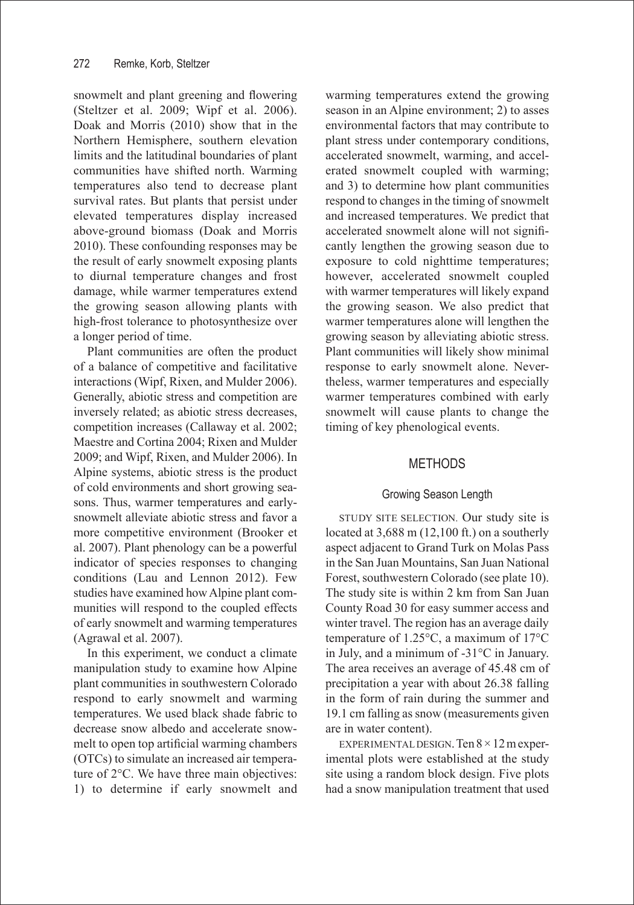snowmelt and plant greening and flowering (Steltzer et al. 2009; Wipf et al. 2006). Doak and Morris (2010) show that in the Northern Hemisphere, southern elevation limits and the latitudinal boundaries of plant communities have shifted north. Warming temperatures also tend to decrease plant survival rates. But plants that persist under elevated temperatures display increased above-ground biomass (Doak and Morris 2010). These confounding responses may be the result of early snowmelt exposing plants to diurnal temperature changes and frost damage, while warmer temperatures extend the growing season allowing plants with high-frost tolerance to photosynthesize over a longer period of time.

Plant communities are often the product of a balance of competitive and facilitative interactions (Wipf, Rixen, and Mulder 2006). Generally, abiotic stress and competition are inversely related; as abiotic stress decreases, competition increases (Callaway et al. 2002; Maestre and Cortina 2004; Rixen and Mulder 2009; and Wipf, Rixen, and Mulder 2006). In Alpine systems, abiotic stress is the product of cold environments and short growing seasons. Thus, warmer temperatures and early-snowmelt alleviate abiotic stress and favor a more competitive environment (Brooker et al. 2007). Plant phenology can be a powerful indicator of species responses to changing conditions (Lau and Lennon 2012). Few studies have examined how Alpine plant communities will respond to the coupled effects of early snowmelt and warming temperatures (Agrawal et al. 2007).

In this experiment, we conduct a climate manipulation study to examine how Alpine plant communities in southwestern Colorado respond to early snowmelt and warming temperatures. We used black shade fabric to decrease snow albedo and accelerate snowmelt to open top artificial warming chambers (OTCs) to simulate an increased air temperature of 2°C. We have three main objectives: 1) to determine if early snowmelt and warming temperatures extend the growing season in an Alpine environment; 2) to asses environmental factors that may contribute to plant stress under contemporary conditions, accelerated snowmelt, warming, and accelerated snowmelt coupled with warming; and 3) to determine how plant communities respond to changes in the timing of snowmelt and increased temperatures. We predict that accelerated snowmelt alone will not significantly lengthen the growing season due to exposure to cold nighttime temperatures; however, accelerated snowmelt coupled with warmer temperatures will likely expand the growing season. We also predict that warmer temperatures alone will lengthen the growing season by alleviating abiotic stress. Plant communities will likely show minimal response to early snowmelt alone. Nevertheless, warmer temperatures and especially warmer temperatures combined with early snowmelt will cause plants to change the timing of key phenological events.

## METHODS

### Growing Season Length

STUDY SITE SELECTION. Our study site is located at 3,688 m (12,100 ft.) on a southerly aspect adjacent to Grand Turk on Molas Pass in the San Juan Mountains, San Juan National Forest, southwestern Colorado (see plate 10). The study site is within 2 km from San Juan County Road 30 for easy summer access and winter travel. The region has an average daily temperature of 1.25°C, a maximum of 17°C in July, and a minimum of -31°C in January. The area receives an average of 45.48 cm of precipitation a year with about 26.38 falling in the form of rain during the summer and 19.1 cm falling as snow (measurements given are in water content).

EXPERIMENTAL DESIGN. Ten 8 × 12 m experimental plots were established at the study site using a random block design. Five plots had a snow manipulation treatment that used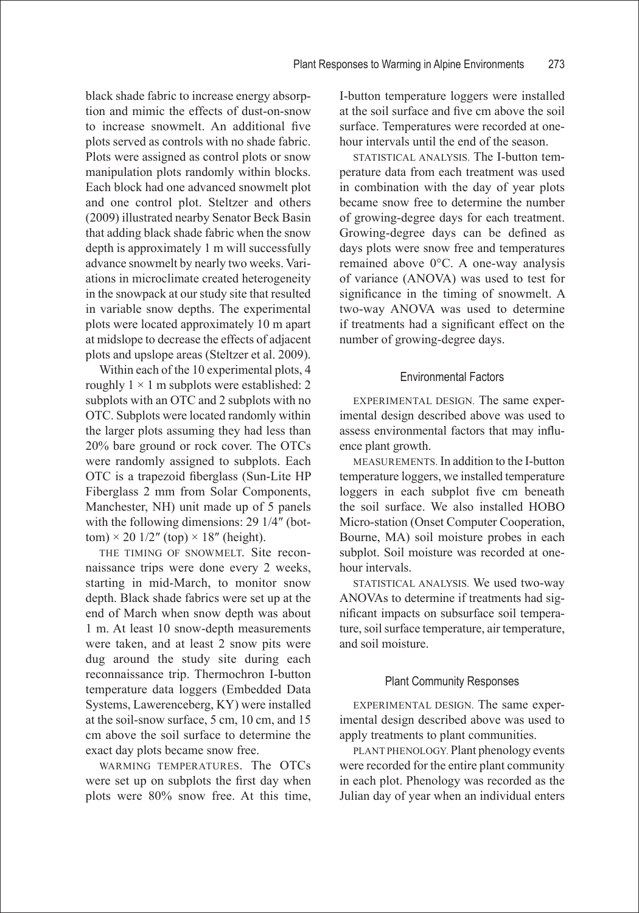black shade fabric to increase energy absorption and mimic the effects of dust-on-snow to increase snowmelt. An additional five plots served as controls with no shade fabric. Plots were assigned as control plots or snow manipulation plots randomly within blocks. Each block had one advanced snowmelt plot and one control plot. Steltzer and others (2009) illustrated nearby Senator Beck Basin that adding black shade fabric when the snow depth is approximately 1 m will successfully advance snowmelt by nearly two weeks. Variations in microclimate created heterogeneity in the snowpack at our study site that resulted in variable snow depths. The experimental plots were located approximately 10 m apart at midslope to decrease the effects of adjacent plots and upslope areas (Steltzer et al. 2009).

Within each of the 10 experimental plots, 4 roughly 1 × 1 m subplots were established: 2 subplots with an OTC and 2 subplots with no OTC. Subplots were located randomly within the larger plots assuming they had less than 20% bare ground or rock cover. The OTCs were randomly assigned to subplots. Each OTC is a trapezoid fiberglass (Sun-Lite HP Fiberglass 2 mm from Solar Components, Manchester, NH) unit made up of 5 panels with the following dimensions: 29 1/4″ (bottom) × 20 1/2″ (top) × 18″ (height).

THE TIMING OF SNOWMELT. Site reconnaissance trips were done every 2 weeks, starting in mid-March, to monitor snow depth. Black shade fabrics were set up at the end of March when snow depth was about 1 m. At least 10 snow-depth measurements were taken, and at least 2 snow pits were dug around the study site during each reconnaissance trip. Thermochron I-button temperature data loggers (Embedded Data Systems, Lawerenceberg, KY) were installed at the soil-snow surface, 5 cm, 10 cm, and 15 cm above the soil surface to determine the exact day plots became snow free.

WARMING TEMPERATURES. The OTCs were set up on subplots the first day when plots were 80% snow free. At this time, I-button temperature loggers were installed at the soil surface and five cm above the soil surface. Temperatures were recorded at one-hour intervals until the end of the season.

STATISTICAL ANALYSIS. The I-button temperature data from each treatment was used in combination with the day of year plots became snow free to determine the number of growing-degree days for each treatment. Growing-degree days can be defined as days plots were snow free and temperatures remained above 0°C. A one-way analysis of variance (ANOVA) was used to test for significance in the timing of snowmelt. A two-way ANOVA was used to determine if treatments had a significant effect on the number of growing-degree days.

## Environmental Factors

EXPERIMENTAL DESIGN. The same experimental design described above was used to assess environmental factors that may influence plant growth.

MEASUREMENTS. In addition to the I-button temperature loggers, we installed temperature loggers in each subplot five cm beneath the soil surface. We also installed HOBO Micro-station (Onset Computer Cooperation, Bourne, MA) soil moisture probes in each subplot. Soil moisture was recorded at one-hour intervals.

STATISTICAL ANALYSIS. We used two-way ANOVAs to determine if treatments had significant impacts on subsurface soil temperature, soil surface temperature, air temperature, and soil moisture.

## Plant Community Responses

EXPERIMENTAL DESIGN. The same experimental design described above was used to apply treatments to plant communities.

PLANT PHENOLOGY. Plant phenology events were recorded for the entire plant community in each plot. Phenology was recorded as the Julian day of year when an individual enters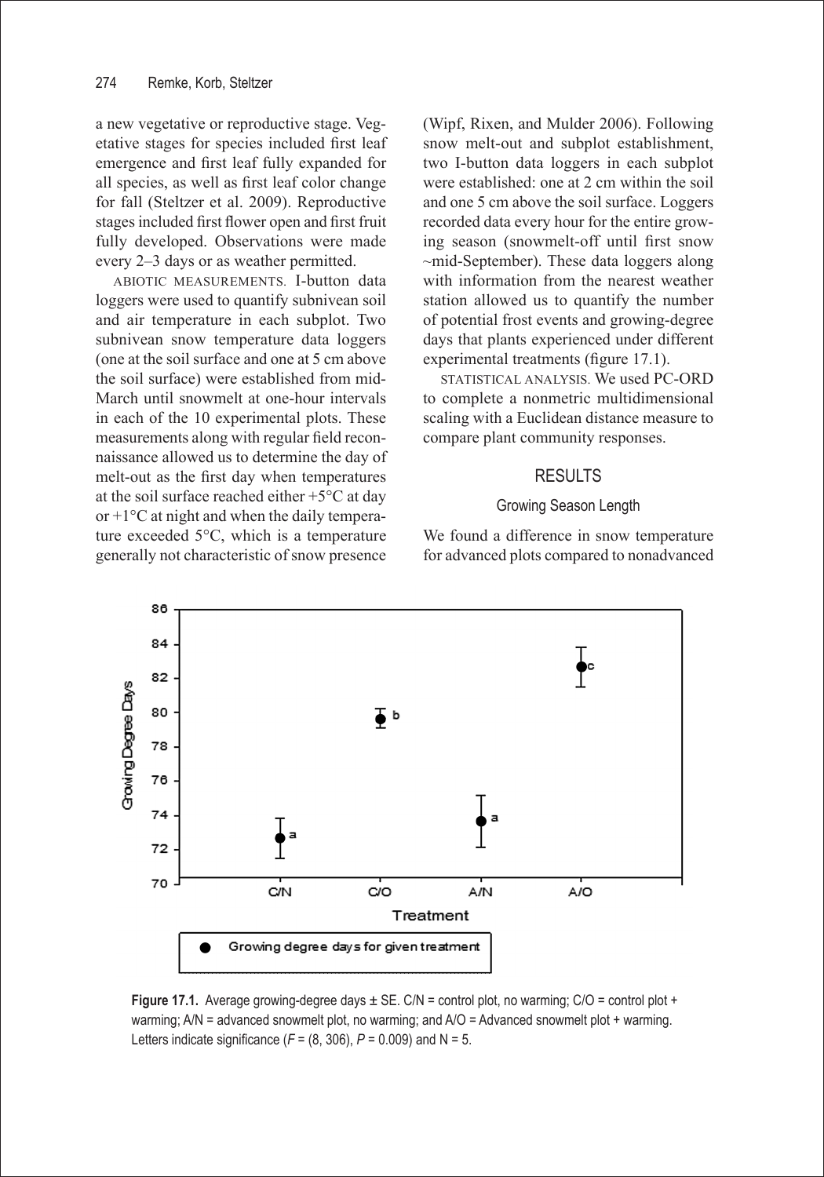a new vegetative or reproductive stage. Vegetative stages for species included first leaf emergence and first leaf fully expanded for all species, as well as first leaf color change for fall (Steltzer et al. 2009). Reproductive stages included first flower open and first fruit fully developed. Observations were made every 2–3 days or as weather permitted.

ABIOTIC MEASUREMENTS. I-button data loggers were used to quantify subnivean soil and air temperature in each subplot. Two subnivean snow temperature data loggers (one at the soil surface and one at 5 cm above the soil surface) were established from mid-March until snowmelt at one-hour intervals in each of the 10 experimental plots. These measurements along with regular field reconnaissance allowed us to determine the day of melt-out as the first day when temperatures at the soil surface reached either +5°C at day or +1°C at night and when the daily temperature exceeded 5°C, which is a temperature generally not characteristic of snow presence (Wipf, Rixen, and Mulder 2006). Following snow melt-out and subplot establishment, two I-button data loggers in each subplot were established: one at 2 cm within the soil and one 5 cm above the soil surface. Loggers recorded data every hour for the entire growing season (snowmelt-off until first snow ~mid-September). These data loggers along with information from the nearest weather station allowed us to quantify the number of potential frost events and growing-degree days that plants experienced under different experimental treatments (figure 17.1).

STATISTICAL ANALYSIS. We used PC-ORD to complete a nonmetric multidimensional scaling with a Euclidean distance measure to compare plant community responses.

## RESULTS

### Growing Season Length

We found a difference in snow temperature for advanced plots compared to nonadvanced

**Figure 17.1.** Average growing-degree days ± SE. C/N = control plot, no warming; C/O = control plot + warming; A/N = advanced snowmelt plot, no warming; and A/O = Advanced snowmelt plot + warming. Letters indicate significance ($F = (8, 306)$, $P = 0.009$) and N = 5.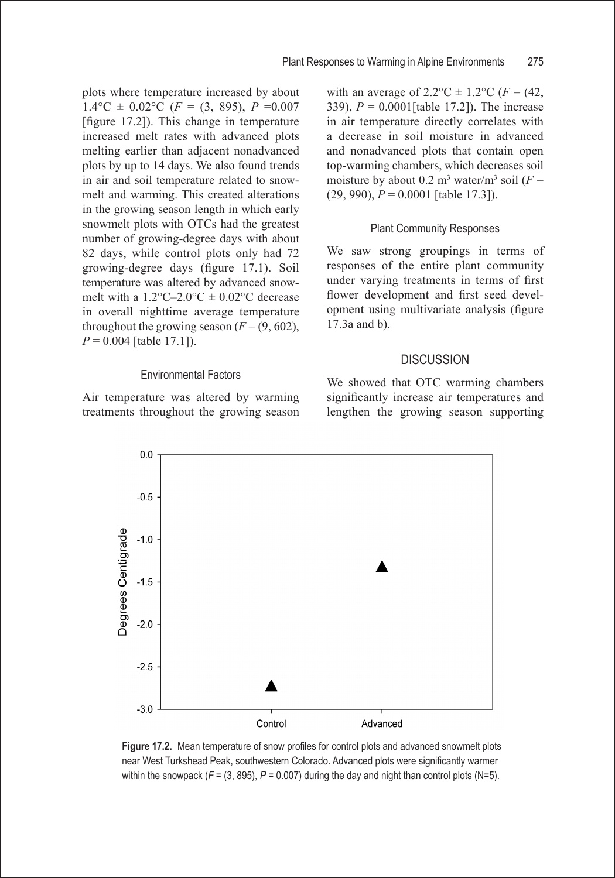plots where temperature increased by about 1.4°C ± 0.02°C ($F$ = (3, 895), $P$ =0.007 [figure 17.2]). This change in temperature increased melt rates with advanced plots melting earlier than adjacent nonadvanced plots by up to 14 days. We also found trends in air and soil temperature related to snowmelt and warming. This created alterations in the growing season length in which early snowmelt plots with OTCs had the greatest number of growing-degree days with about 82 days, while control plots only had 72 growing-degree days (figure 17.1). Soil temperature was altered by advanced snowmelt with a 1.2°C–2.0°C ± 0.02°C decrease in overall nighttime average temperature throughout the growing season ($F$ = (9, 602), $P$ = 0.004 [table 17.1]).

### Environmental Factors

Air temperature was altered by warming treatments throughout the growing season with an average of 2.2°C ± 1.2°C ($F$ = (42, 339), $P$ = 0.0001[table 17.2]). The increase in air temperature directly correlates with a decrease in soil moisture in advanced and nonadvanced plots that contain open top-warming chambers, which decreases soil moisture by about 0.2 $m^3$ water/$m^3$ soil ($F$ = (29, 990), $P$ = 0.0001 [table 17.3]).

### Plant Community Responses

We saw strong groupings in terms of responses of the entire plant community under varying treatments in terms of first flower development and first seed development using multivariate analysis (figure 17.3a and b).

## DISCUSSION

We showed that OTC warming chambers significantly increase air temperatures and lengthen the growing season supporting

**Figure 17.2.** Mean temperature of snow profiles for control plots and advanced snowmelt plots near West Turkshead Peak, southwestern Colorado. Advanced plots were significantly warmer within the snowpack ($F$ = (3, 895), $P$ = 0.007) during the day and night than control plots (N=5).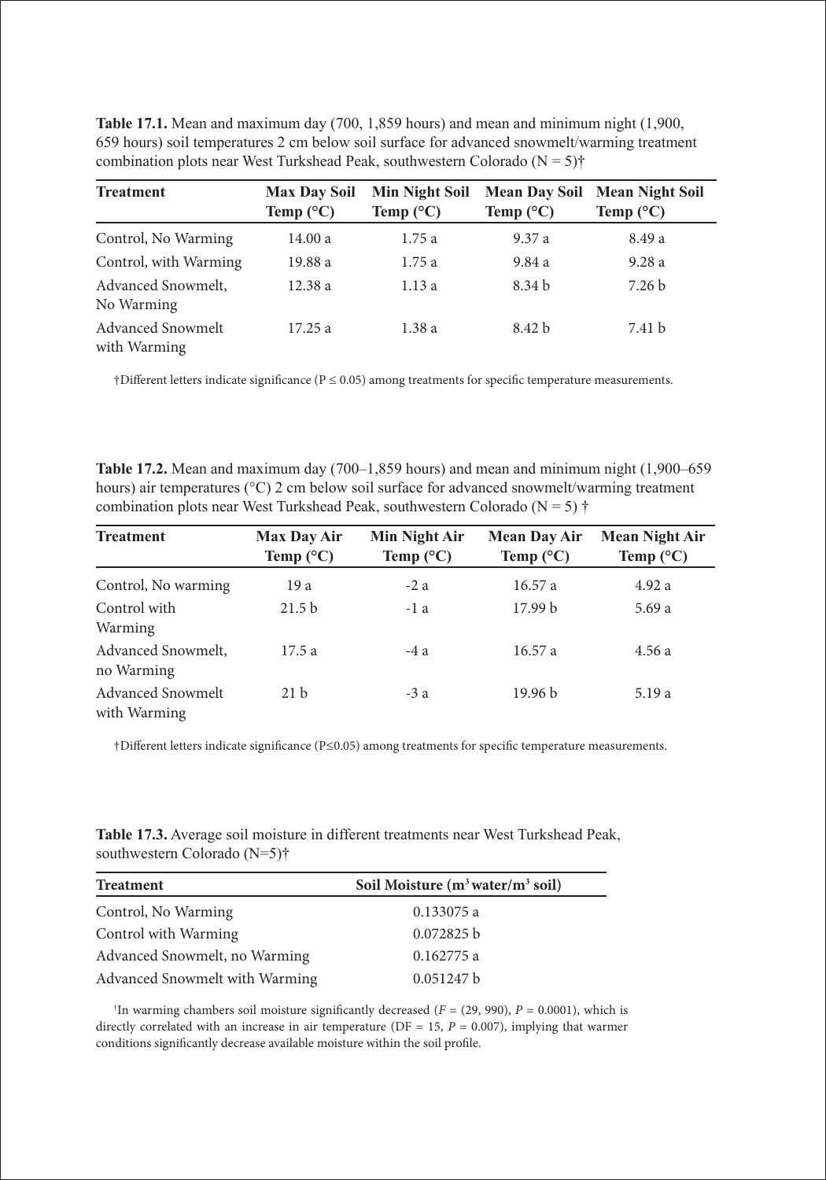**Table 17.1.** Mean and maximum day (700, 1,859 hours) and mean and minimum night (1,900, 659 hours) soil temperatures 2 cm below soil surface for advanced snowmelt/warming treatment combination plots near West Turkshead Peak, southwestern Colorado (N = 5)†

| Treatment | Max Day Soil Temp (°C) | Min Night Soil Temp (°C) | Mean Day Soil Temp (°C) | Mean Night Soil Temp (°C) |
|---|---|---|---|---|
| Control, No Warming | 14.00 a | 1.75 a | 9.37 a | 8.49 a |
| Control, with Warming | 19.88 a | 1.75 a | 9.84 a | 9.28 a |
| Advanced Snowmelt, No Warming | 12.38 a | 1.13 a | 8.34 b | 7.26 b |
| Advanced Snowmelt with Warming | 17.25 a | 1.38 a | 8.42 b | 7.41 b |

†Different letters indicate significance ($P \leq 0.05$) among treatments for specific temperature measurements.

**Table 17.2.** Mean and maximum day (700–1,859 hours) and mean and minimum night (1,900–659 hours) air temperatures (°C) 2 cm below soil surface for advanced snowmelt/warming treatment combination plots near West Turkshead Peak, southwestern Colorado (N = 5) †

| Treatment | Max Day Air Temp (°C) | Min Night Air Temp (°C) | Mean Day Air Temp (°C) | Mean Night Air Temp (°C) |
|---|---|---|---|---|
| Control, No warming | 19 a | -2 a | 16.57 a | 4.92 a |
| Control with Warming | 21.5 b | -1 a | 17.99 b | 5.69 a |
| Advanced Snowmelt, no Warming | 17.5 a | -4 a | 16.57 a | 4.56 a |
| Advanced Snowmelt with Warming | 21 b | -3 a | 19.96 b | 5.19 a |

†Different letters indicate significance ($P \leq 0.05$) among treatments for specific temperature measurements.

**Table 17.3.** Average soil moisture in different treatments near West Turkshead Peak, southwestern Colorado (N=5)†

| Treatment | Soil Moisture ($m^3$ water/$m^3$ soil) |
|---|---|
| Control, No Warming | 0.133075 a |
| Control with Warming | 0.072825 b |
| Advanced Snowmelt, no Warming | 0.162775 a |
| Advanced Snowmelt with Warming | 0.051247 b |

†In warming chambers soil moisture significantly decreased ($F$ = (29, 990), $P$ = 0.0001), which is directly correlated with an increase in air temperature (DF = 15, $P$ = 0.007), implying that warmer conditions significantly decrease available moisture within the soil profile.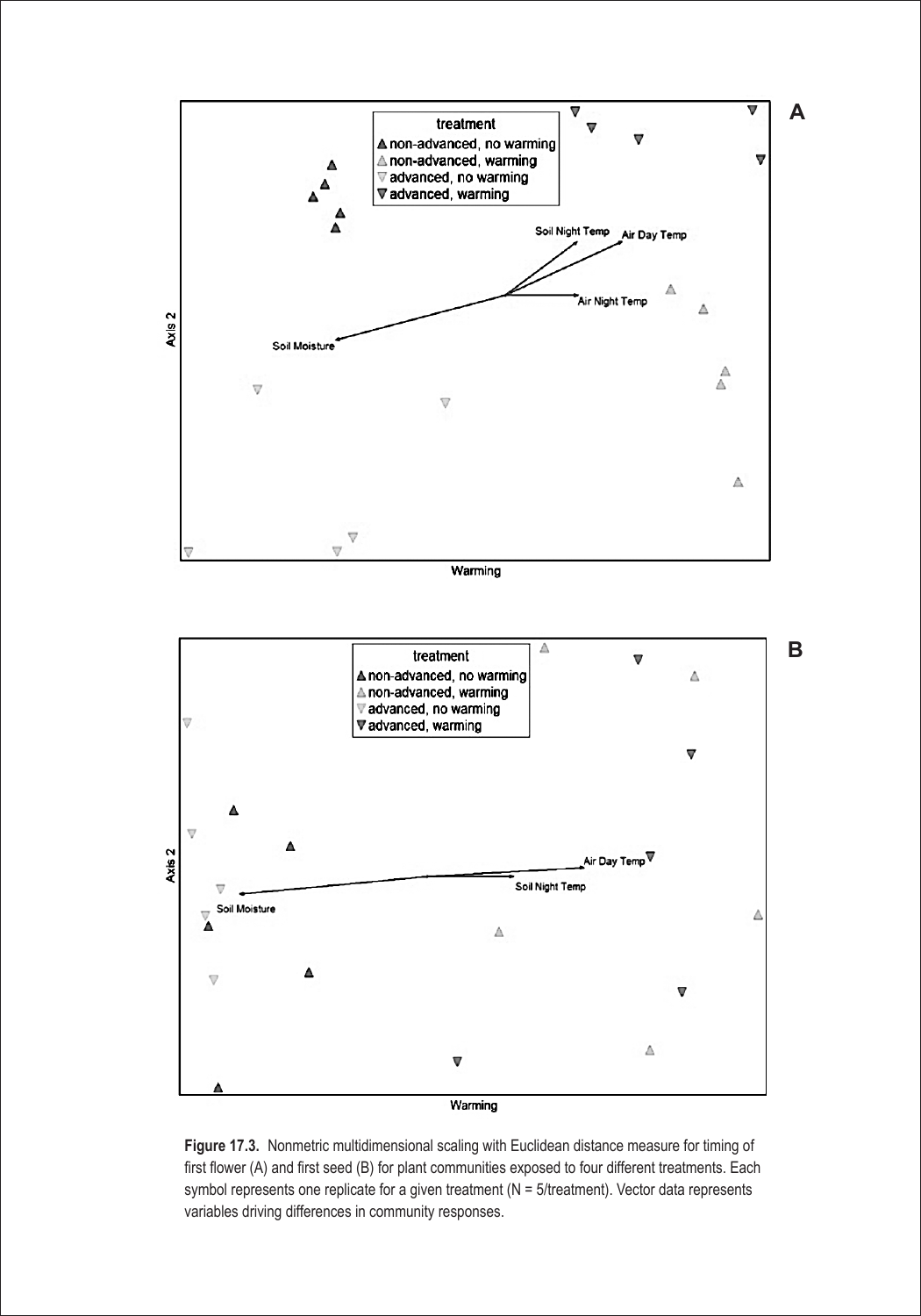**Figure 17.3.** Nonmetric multidimensional scaling with Euclidean distance measure for timing of first flower (A) and first seed (B) for plant communities exposed to four different treatments. Each symbol represents one replicate for a given treatment (N = 5/treatment). Vector data represents variables driving differences in community responses.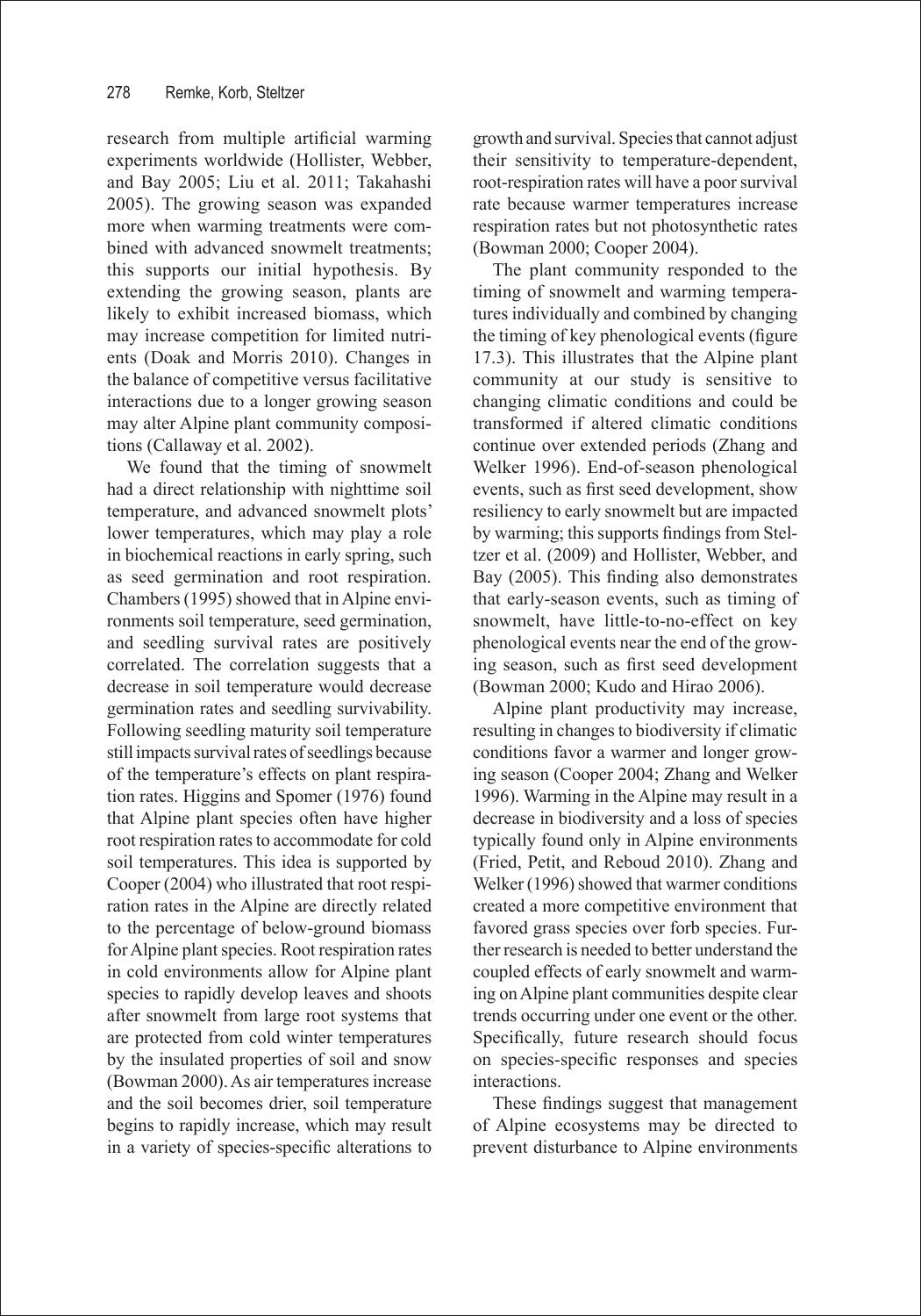research from multiple artificial warming experiments worldwide (Hollister, Webber, and Bay 2005; Liu et al. 2011; Takahashi 2005). The growing season was expanded more when warming treatments were combined with advanced snowmelt treatments; this supports our initial hypothesis. By extending the growing season, plants are likely to exhibit increased biomass, which may increase competition for limited nutrients (Doak and Morris 2010). Changes in the balance of competitive versus facilitative interactions due to a longer growing season may alter Alpine plant community compositions (Callaway et al. 2002).

We found that the timing of snowmelt had a direct relationship with nighttime soil temperature, and advanced snowmelt plots' lower temperatures, which may play a role in biochemical reactions in early spring, such as seed germination and root respiration. Chambers (1995) showed that in Alpine environments soil temperature, seed germination, and seedling survival rates are positively correlated. The correlation suggests that a decrease in soil temperature would decrease germination rates and seedling survivability. Following seedling maturity soil temperature still impacts survival rates of seedlings because of the temperature's effects on plant respiration rates. Higgins and Spomer (1976) found that Alpine plant species often have higher root respiration rates to accommodate for cold soil temperatures. This idea is supported by Cooper (2004) who illustrated that root respiration rates in the Alpine are directly related to the percentage of below-ground biomass for Alpine plant species. Root respiration rates in cold environments allow for Alpine plant species to rapidly develop leaves and shoots after snowmelt from large root systems that are protected from cold winter temperatures by the insulated properties of soil and snow (Bowman 2000). As air temperatures increase and the soil becomes drier, soil temperature begins to rapidly increase, which may result in a variety of species-specific alterations to growth and survival. Species that cannot adjust their sensitivity to temperature-dependent, root-respiration rates will have a poor survival rate because warmer temperatures increase respiration rates but not photosynthetic rates (Bowman 2000; Cooper 2004).

The plant community responded to the timing of snowmelt and warming temperatures individually and combined by changing the timing of key phenological events (figure 17.3). This illustrates that the Alpine plant community at our study is sensitive to changing climatic conditions and could be transformed if altered climatic conditions continue over extended periods (Zhang and Welker 1996). End-of-season phenological events, such as first seed development, show resiliency to early snowmelt but are impacted by warming; this supports findings from Steltzer et al. (2009) and Hollister, Webber, and Bay (2005). This finding also demonstrates that early-season events, such as timing of snowmelt, have little-to-no-effect on key phenological events near the end of the growing season, such as first seed development (Bowman 2000; Kudo and Hirao 2006).

Alpine plant productivity may increase, resulting in changes to biodiversity if climatic conditions favor a warmer and longer growing season (Cooper 2004; Zhang and Welker 1996). Warming in the Alpine may result in a decrease in biodiversity and a loss of species typically found only in Alpine environments (Fried, Petit, and Reboud 2010). Zhang and Welker (1996) showed that warmer conditions created a more competitive environment that favored grass species over forb species. Further research is needed to better understand the coupled effects of early snowmelt and warming on Alpine plant communities despite clear trends occurring under one event or the other. Specifically, future research should focus on species-specific responses and species interactions.

These findings suggest that management of Alpine ecosystems may be directed to prevent disturbance to Alpine environments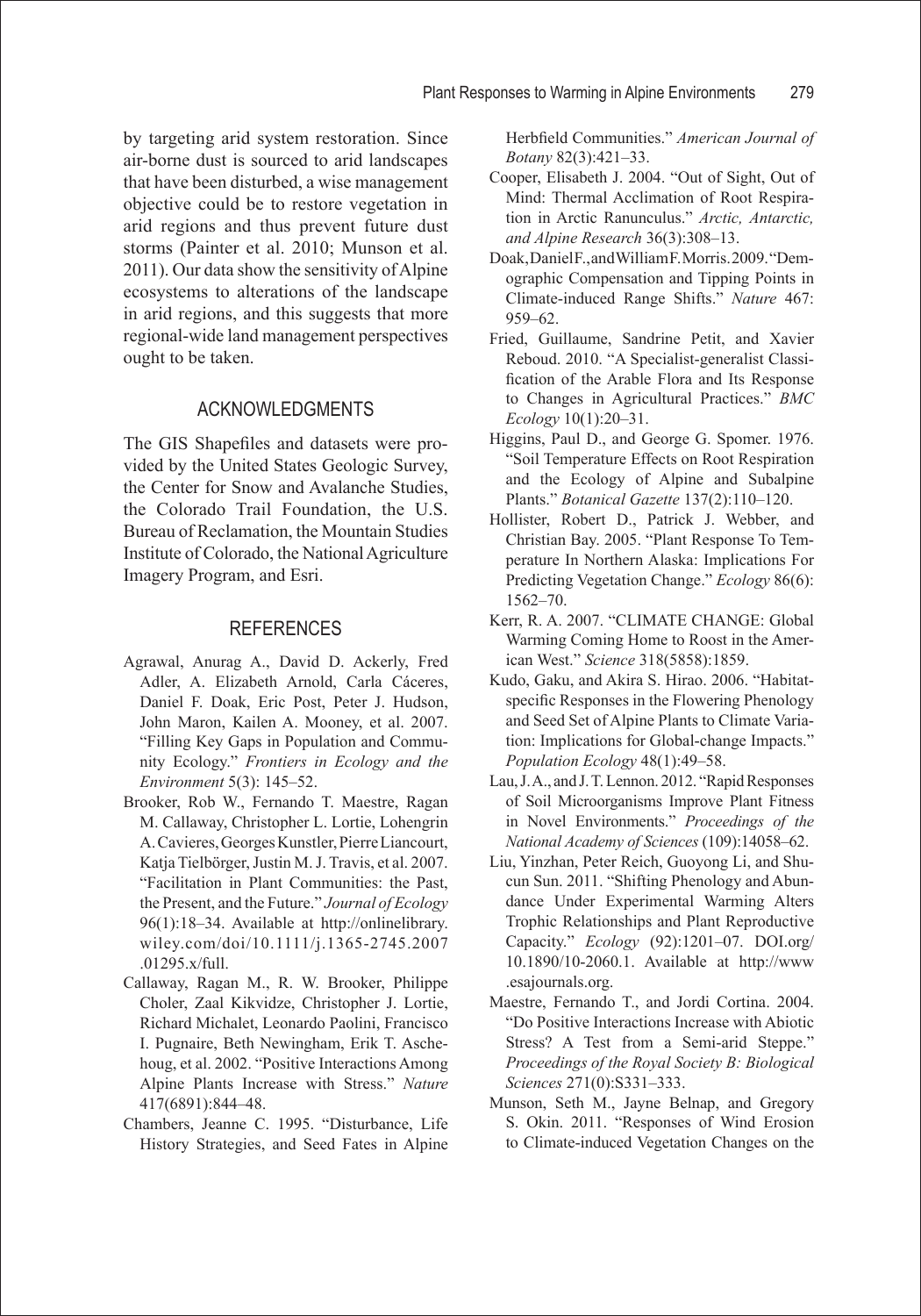by targeting arid system restoration. Since air-borne dust is sourced to arid landscapes that have been disturbed, a wise management objective could be to restore vegetation in arid regions and thus prevent future dust storms (Painter et al. 2010; Munson et al. 2011). Our data show the sensitivity of Alpine ecosystems to alterations of the landscape in arid regions, and this suggests that more regional-wide land management perspectives ought to be taken.

## ACKNOWLEDGMENTS

The GIS Shapefiles and datasets were provided by the United States Geologic Survey, the Center for Snow and Avalanche Studies, the Colorado Trail Foundation, the U.S. Bureau of Reclamation, the Mountain Studies Institute of Colorado, the National Agriculture Imagery Program, and Esri.

## REFERENCES

Agrawal, Anurag A., David D. Ackerly, Fred Adler, A. Elizabeth Arnold, Carla Cáceres, Daniel F. Doak, Eric Post, Peter J. Hudson, John Maron, Kailen A. Mooney, et al. 2007. "Filling Key Gaps in Population and Community Ecology." *Frontiers in Ecology and the Environment* 5(3): 145–52.

Brooker, Rob W., Fernando T. Maestre, Ragan M. Callaway, Christopher L. Lortie, Lohengrin A. Cavieres, Georges Kunstler, Pierre Liancourt, Katja Tielbörger, Justin M. J. Travis, et al. 2007. "Facilitation in Plant Communities: the Past, the Present, and the Future." *Journal of Ecology* 96(1):18–34. Available at http://onlinelibrary.wiley.com/doi/10.1111/j.1365-2745.2007.01295.x/full.

Callaway, Ragan M., R. W. Brooker, Philippe Choler, Zaal Kikvidze, Christopher J. Lortie, Richard Michalet, Leonardo Paolini, Francisco I. Pugnaire, Beth Newingham, Erik T. Aschehoug, et al. 2002. "Positive Interactions Among Alpine Plants Increase with Stress." *Nature* 417(6891):844–48.

Chambers, Jeanne C. 1995. "Disturbance, Life History Strategies, and Seed Fates in Alpine Herbfield Communities." *American Journal of Botany* 82(3):421–33.

Cooper, Elisabeth J. 2004. "Out of Sight, Out of Mind: Thermal Acclimation of Root Respiration in Arctic Ranunculus." *Arctic, Antarctic, and Alpine Research* 36(3):308–13.

Doak, Daniel F., and William F. Morris. 2009. "Demographic Compensation and Tipping Points in Climate-induced Range Shifts." *Nature* 467: 959–62.

Fried, Guillaume, Sandrine Petit, and Xavier Reboud. 2010. "A Specialist-generalist Classification of the Arable Flora and Its Response to Changes in Agricultural Practices." *BMC Ecology* 10(1):20–31.

Higgins, Paul D., and George G. Spomer. 1976. "Soil Temperature Effects on Root Respiration and the Ecology of Alpine and Subalpine Plants." *Botanical Gazette* 137(2):110–120.

Hollister, Robert D., Patrick J. Webber, and Christian Bay. 2005. "Plant Response To Temperature In Northern Alaska: Implications For Predicting Vegetation Change." *Ecology* 86(6): 1562–70.

Kerr, R. A. 2007. "CLIMATE CHANGE: Global Warming Coming Home to Roost in the American West." *Science* 318(5858):1859.

Kudo, Gaku, and Akira S. Hirao. 2006. "Habitat-specific Responses in the Flowering Phenology and Seed Set of Alpine Plants to Climate Variation: Implications for Global-change Impacts." *Population Ecology* 48(1):49–58.

Lau, J. A., and J. T. Lennon. 2012. "Rapid Responses of Soil Microorganisms Improve Plant Fitness in Novel Environments." *Proceedings of the National Academy of Sciences* (109):14058–62.

Liu, Yinzhan, Peter Reich, Guoyong Li, and Shucun Sun. 2011. "Shifting Phenology and Abundance Under Experimental Warming Alters Trophic Relationships and Plant Reproductive Capacity." *Ecology* (92):1201–07. DOI.org/10.1890/10-2060.1. Available at http://www.esajournals.org.

Maestre, Fernando T., and Jordi Cortina. 2004. "Do Positive Interactions Increase with Abiotic Stress? A Test from a Semi-arid Steppe." *Proceedings of the Royal Society B: Biological Sciences* 271(0):S331–333.

Munson, Seth M., Jayne Belnap, and Gregory S. Okin. 2011. "Responses of Wind Erosion to Climate-induced Vegetation Changes on the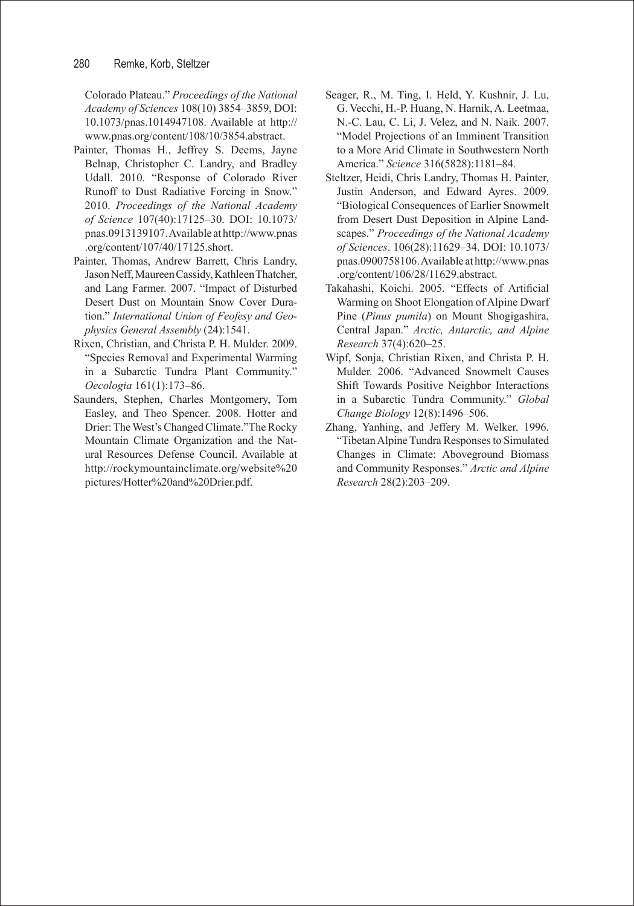Colorado Plateau." *Proceedings of the National Academy of Sciences* 108(10) 3854–3859, DOI: 10.1073/pnas.1014947108. Available at http://www.pnas.org/content/108/10/3854.abstract.

Painter, Thomas H., Jeffrey S. Deems, Jayne Belnap, Christopher C. Landry, and Bradley Udall. 2010. "Response of Colorado River Runoff to Dust Radiative Forcing in Snow." 2010. *Proceedings of the National Academy of Science* 107(40):17125–30. DOI: 10.1073/pnas.0913139107. Available at http://www.pnas.org/content/107/40/17125.short.

Painter, Thomas, Andrew Barrett, Chris Landry, Jason Neff, Maureen Cassidy, Kathleen Thatcher, and Lang Farmer. 2007. "Impact of Disturbed Desert Dust on Mountain Snow Cover Duration." *International Union of Feofesy and Geophysics General Assembly* (24):1541.

Rixen, Christian, and Christa P. H. Mulder. 2009. "Species Removal and Experimental Warming in a Subarctic Tundra Plant Community." *Oecologia* 161(1):173–86.

Saunders, Stephen, Charles Montgomery, Tom Easley, and Theo Spencer. 2008. Hotter and Drier: The West's Changed Climate."The Rocky Mountain Climate Organization and the Natural Resources Defense Council. Available at http://rockymountainclimate.org/website%20pictures/Hotter%20and%20Drier.pdf.

Seager, R., M. Ting, I. Held, Y. Kushnir, J. Lu, G. Vecchi, H.-P. Huang, N. Harnik, A. Leetmaa, N.-C. Lau, C. Li, J. Velez, and N. Naik. 2007. "Model Projections of an Imminent Transition to a More Arid Climate in Southwestern North America." *Science* 316(5828):1181–84.

Steltzer, Heidi, Chris Landry, Thomas H. Painter, Justin Anderson, and Edward Ayres. 2009. "Biological Consequences of Earlier Snowmelt from Desert Dust Deposition in Alpine Landscapes." *Proceedings of the National Academy of Sciences*. 106(28):11629–34. DOI: 10.1073/pnas.0900758106. Available at http://www.pnas.org/content/106/28/11629.abstract.

Takahashi, Koichi. 2005. "Effects of Artificial Warming on Shoot Elongation of Alpine Dwarf Pine (*Pinus pumila*) on Mount Shogigashira, Central Japan." *Arctic, Antarctic, and Alpine Research* 37(4):620–25.

Wipf, Sonja, Christian Rixen, and Christa P. H. Mulder. 2006. "Advanced Snowmelt Causes Shift Towards Positive Neighbor Interactions in a Subarctic Tundra Community." *Global Change Biology* 12(8):1496–506.

Zhang, Yanhing, and Jeffery M. Welker. 1996. "Tibetan Alpine Tundra Responses to Simulated Changes in Climate: Aboveground Biomass and Community Responses." *Arctic and Alpine Research* 28(2):203–209.